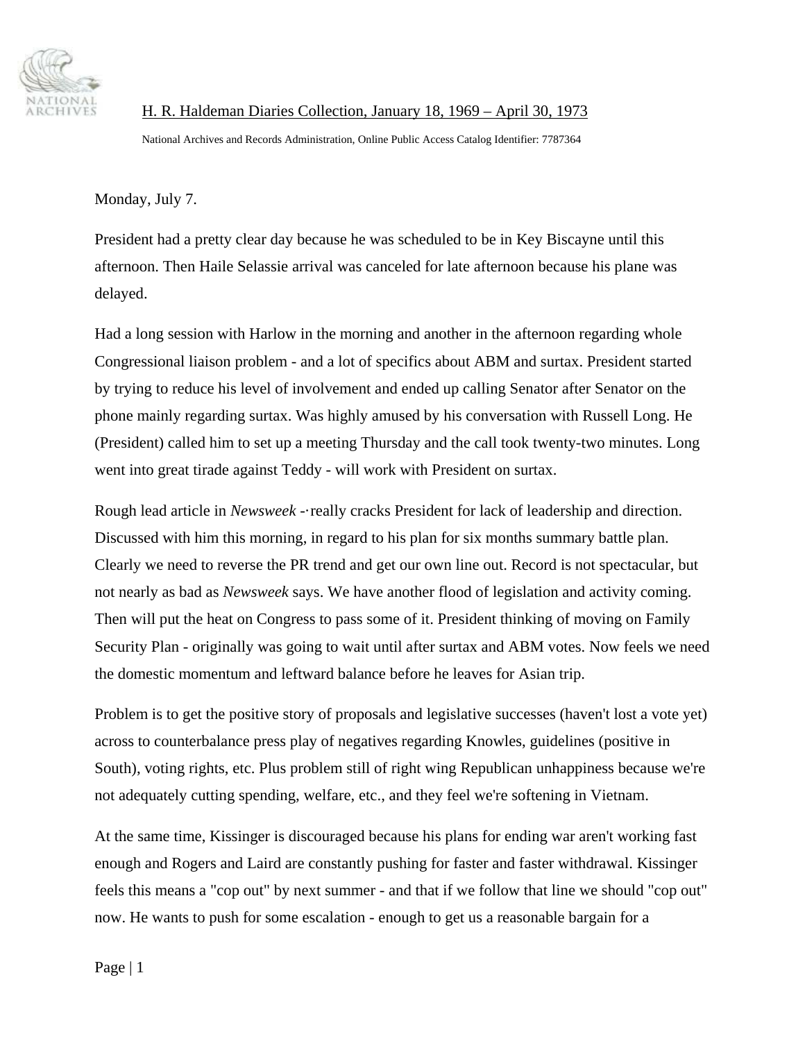H. R. Haldeman Diaries Collection, January 18, 1969 – April 30, 1973

National Archives and Records Administration, Online Public Access Catalog Identifier: 7787364

Monday, July 7.

President had a pretty clear day because he was scheduled to be in Key Biscayne until this afternoon. Then Haile Selassie arrival was canceled for late afternoon because his plane was delayed.

Had a long session with Harlow in the morning and another in the afternoon regarding whole Congressional liaison problem - and a lot of specifics about ABM and surtax. President started by trying to reduce his level of involvement and ended up calling Senator after Senator on the phone mainly regarding surtax. Was highly amused by his conversation with Russell Long. He (President) called him to set up a meeting Thursday and the call took twenty-two minutes. Long went into great tirade against Teddy - will work with President on surtax.

Rough lead article in *Newsweek* -· really cracks President for lack of leadership and direction. Discussed with him this morning, in regard to his plan for six months summary battle plan. Clearly we need to reverse the PR trend and get our own line out. Record is not spectacular, but not nearly as bad as *Newsweek* says. We have another flood of legislation and activity coming. Then will put the heat on Congress to pass some of it. President thinking of moving on Family Security Plan - originally was going to wait until after surtax and ABM votes. Now feels we need the domestic momentum and leftward balance before he leaves for Asian trip.

Problem is to get the positive story of proposals and legislative successes (haven't lost a vote yet) across to counterbalance press play of negatives regarding Knowles, guidelines (positive in South), voting rights, etc. Plus problem still of right wing Republican unhappiness because we're not adequately cutting spending, welfare, etc., and they feel we're softening in Vietnam.

At the same time, Kissinger is discouraged because his plans for ending war aren't working fast enough and Rogers and Laird are constantly pushing for faster and faster withdrawal. Kissinger feels this means a "cop out" by next summer - and that if we follow that line we should "cop out" now. He wants to push for some escalation - enough to get us a reasonable bargain for a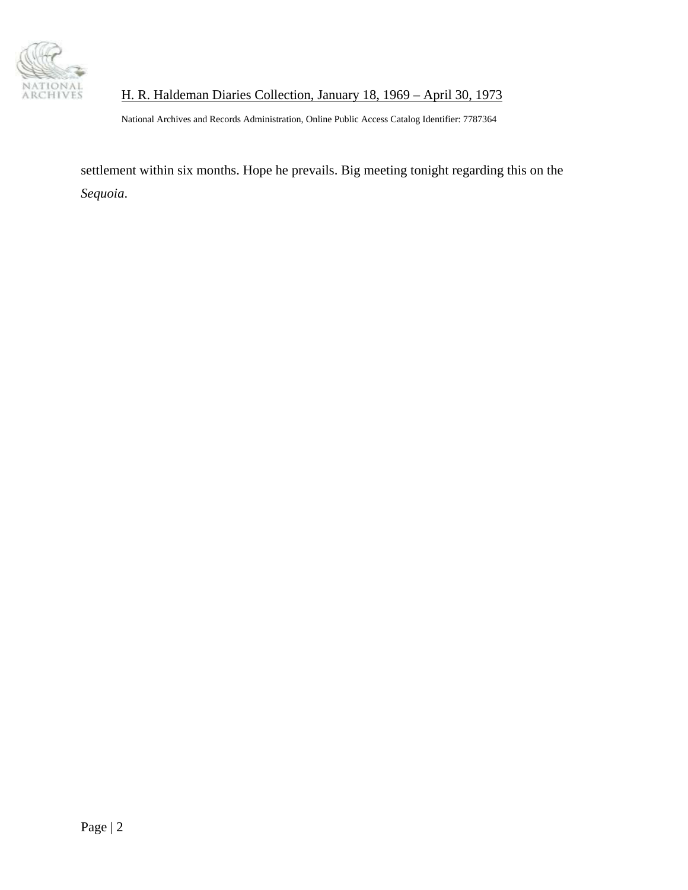settlement within six months. Hope he prevails. Big meeting tonight regarding this on the *Sequoia*.